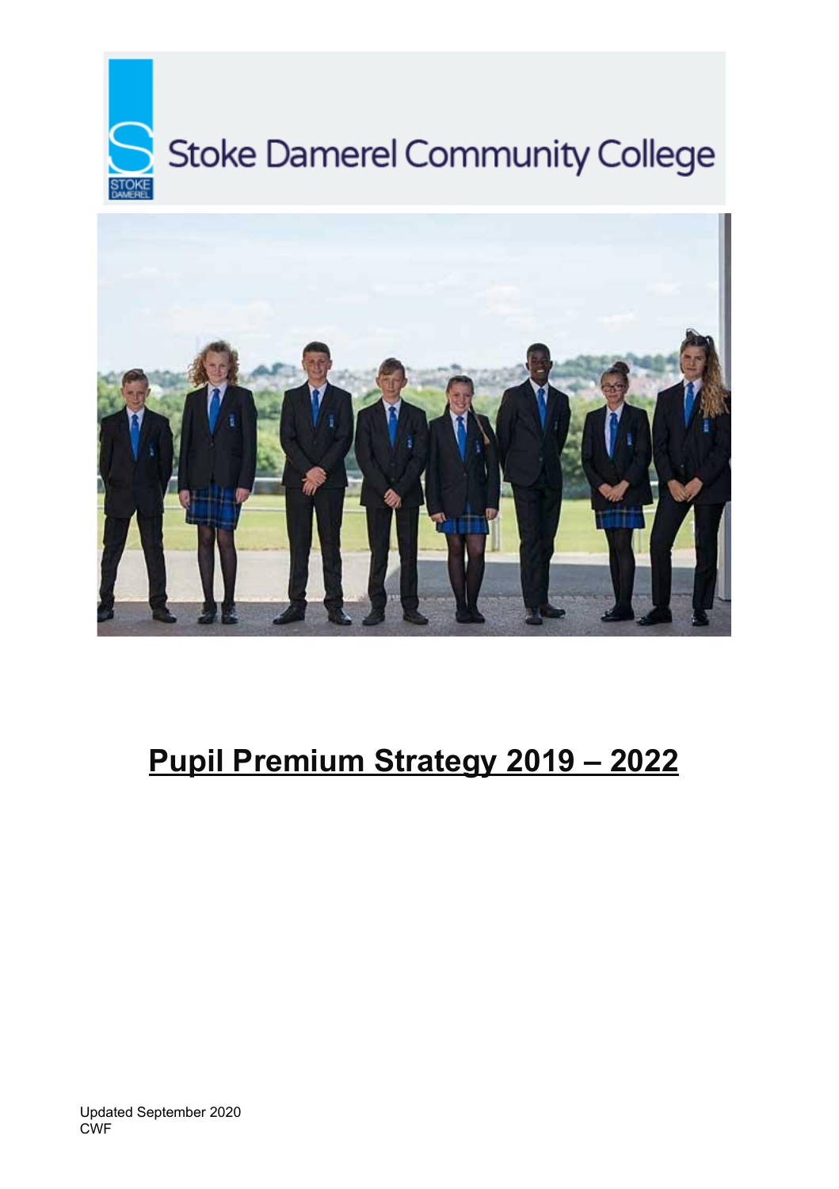Stoke Damerel Community College

# Pupil Premium Strategy 2019 – 2022

Updated September 2020
CWF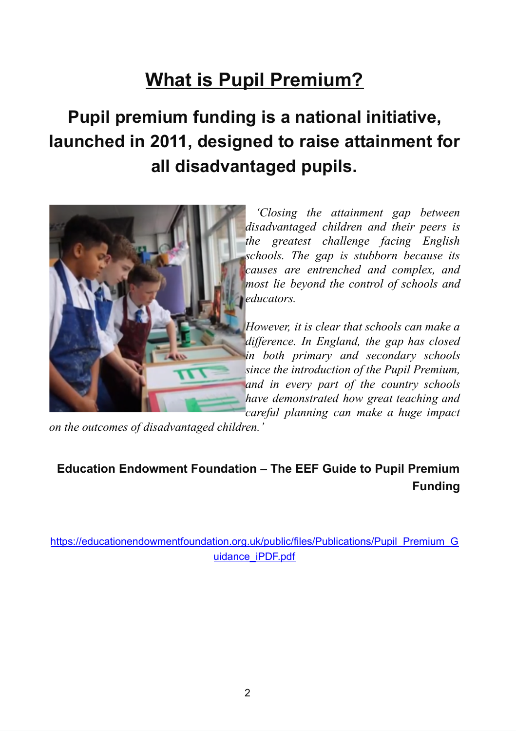# What is Pupil Premium?

## Pupil premium funding is a national initiative, launched in 2011, designed to raise attainment for all disadvantaged pupils.

*'Closing the attainment gap between disadvantaged children and their peers is the greatest challenge facing English schools. The gap is stubborn because its causes are entrenched and complex, and most lie beyond the control of schools and educators.*

*However, it is clear that schools can make a difference. In England, the gap has closed in both primary and secondary schools since the introduction of the Pupil Premium, and in every part of the country schools have demonstrated how great teaching and careful planning can make a huge impact on the outcomes of disadvantaged children.'*

**Education Endowment Foundation – The EEF Guide to Pupil Premium Funding**

https://educationendowmentfoundation.org.uk/public/files/Publications/Pupil_Premium_Guidance_iPDF.pdf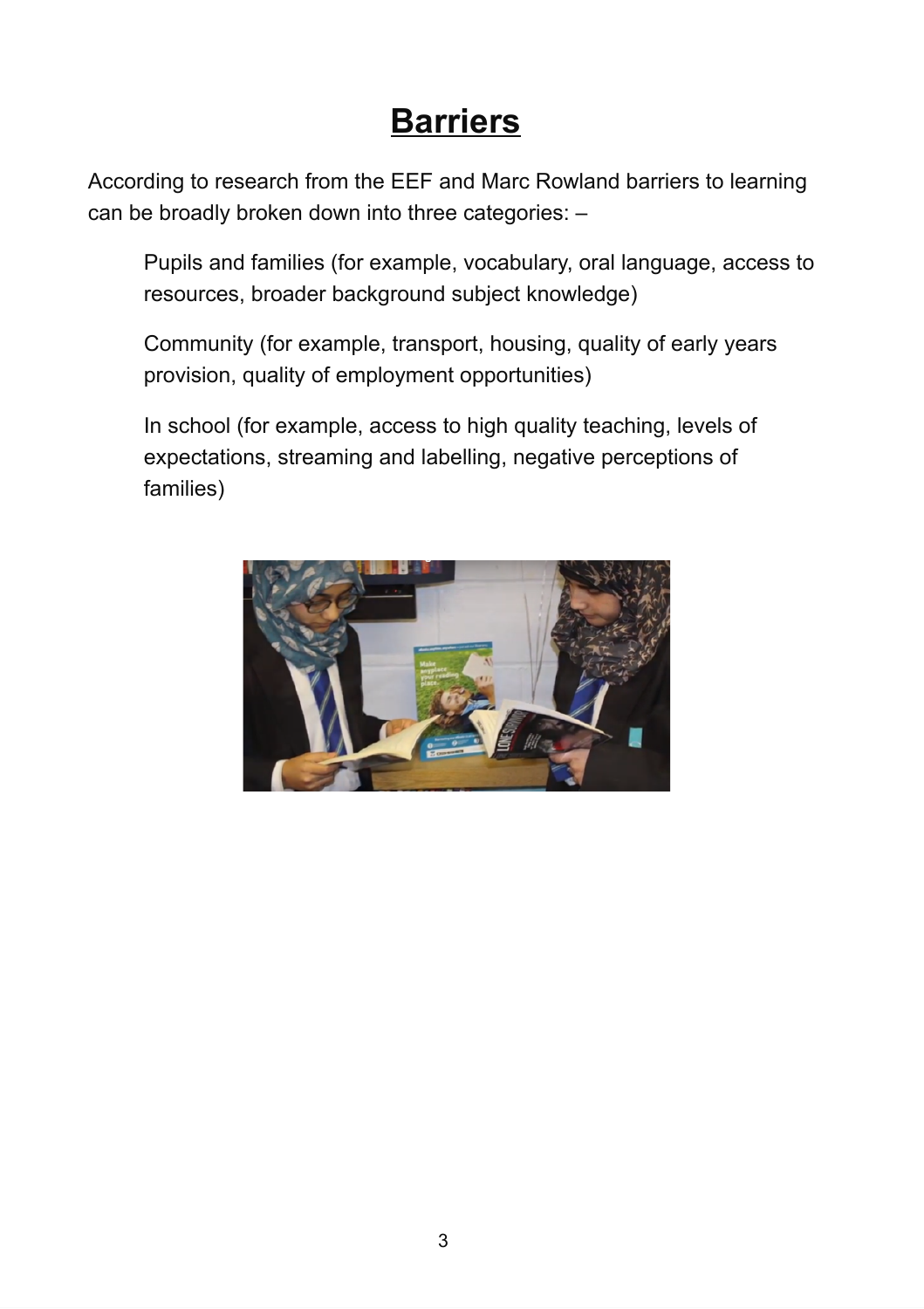# Barriers

According to research from the EEF and Marc Rowland barriers to learning can be broadly broken down into three categories: –

Pupils and families (for example, vocabulary, oral language, access to resources, broader background subject knowledge)

Community (for example, transport, housing, quality of early years provision, quality of employment opportunities)

In school (for example, access to high quality teaching, levels of expectations, streaming and labelling, negative perceptions of families)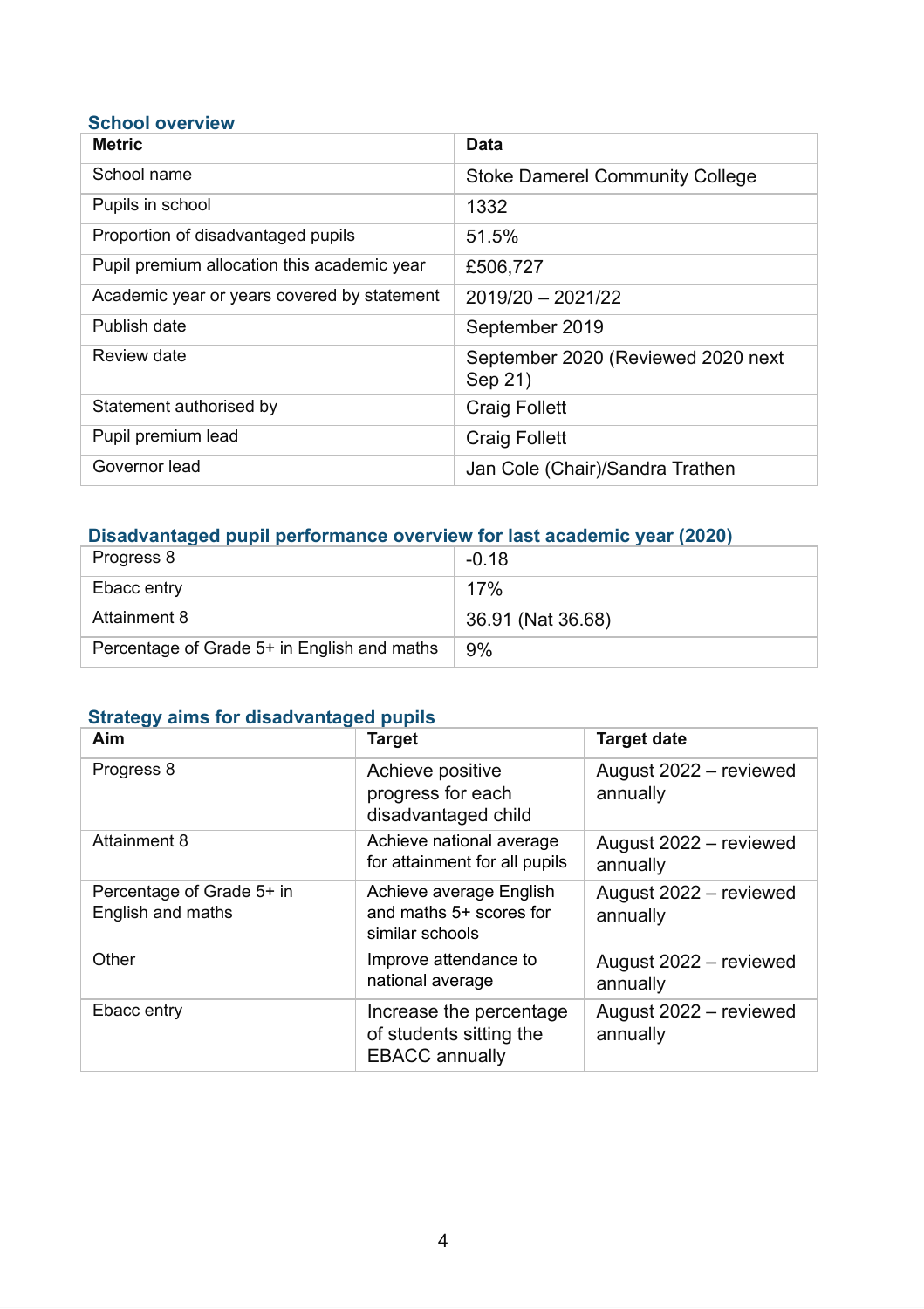## School overview

| Metric | Data |
|---|---|
| School name | Stoke Damerel Community College |
| Pupils in school | 1332 |
| Proportion of disadvantaged pupils | 51.5% |
| Pupil premium allocation this academic year | £506,727 |
| Academic year or years covered by statement | 2019/20 – 2021/22 |
| Publish date | September 2019 |
| Review date | September 2020 (Reviewed 2020 next Sep 21) |
| Statement authorised by | Craig Follett |
| Pupil premium lead | Craig Follett |
| Governor lead | Jan Cole (Chair)/Sandra Trathen |

## Disadvantaged pupil performance overview for last academic year (2020)

| | |
|---|---|
| Progress 8 | -0.18 |
| Ebacc entry | 17% |
| Attainment 8 | 36.91 (Nat 36.68) |
| Percentage of Grade 5+ in English and maths | 9% |

## Strategy aims for disadvantaged pupils

| Aim | Target | Target date |
|---|---|---|
| Progress 8 | Achieve positive progress for each disadvantaged child | August 2022 – reviewed annually |
| Attainment 8 | Achieve national average for attainment for all pupils | August 2022 – reviewed annually |
| Percentage of Grade 5+ in English and maths | Achieve average English and maths 5+ scores for similar schools | August 2022 – reviewed annually |
| Other | Improve attendance to national average | August 2022 – reviewed annually |
| Ebacc entry | Increase the percentage of students sitting the EBACC annually | August 2022 – reviewed annually |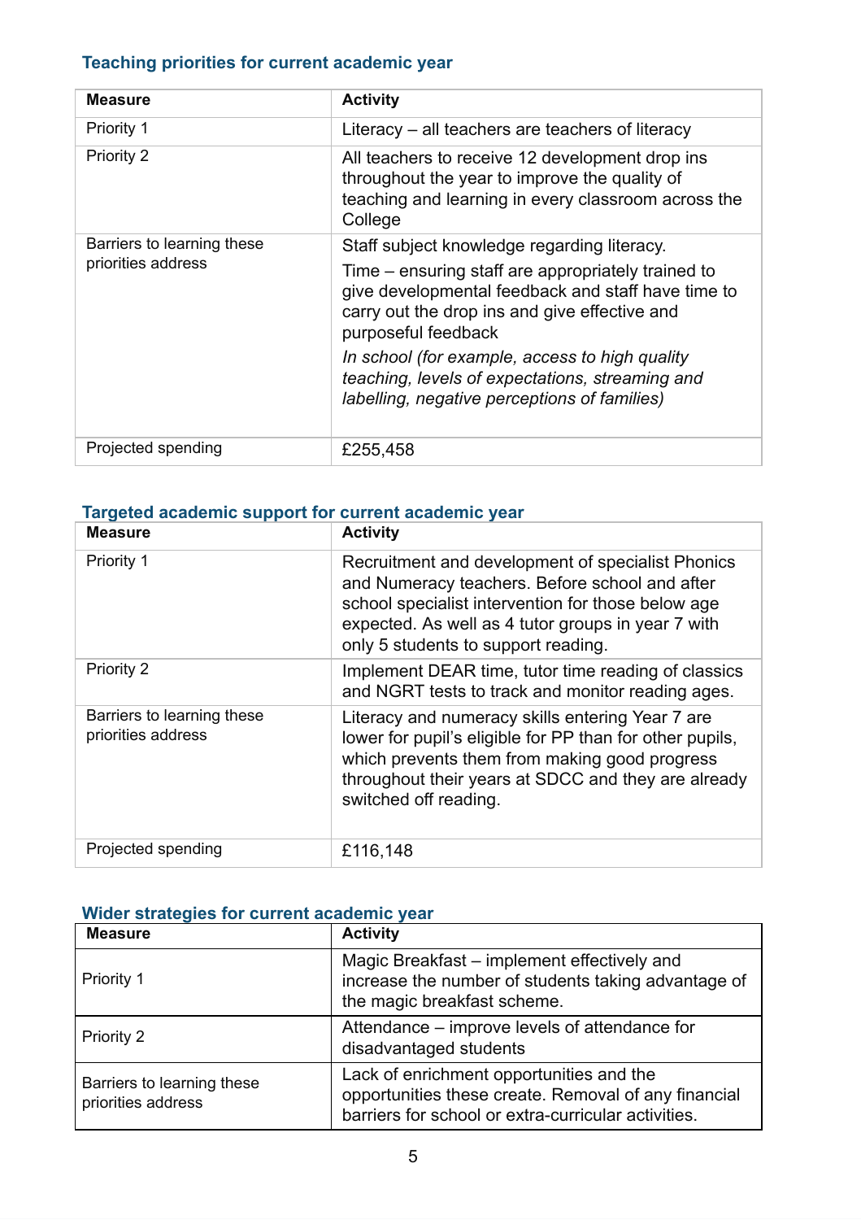## Teaching priorities for current academic year

| Measure | Activity |
| --- | --- |
| Priority 1 | Literacy – all teachers are teachers of literacy |
| Priority 2 | All teachers to receive 12 development drop ins throughout the year to improve the quality of teaching and learning in every classroom across the College |
| Barriers to learning these priorities address | Staff subject knowledge regarding literacy.<br>Time – ensuring staff are appropriately trained to give developmental feedback and staff have time to carry out the drop ins and give effective and purposeful feedback<br>*In school (for example, access to high quality teaching, levels of expectations, streaming and labelling, negative perceptions of families)* |
| Projected spending | £255,458 |

## Targeted academic support for current academic year

| Measure | Activity |
| --- | --- |
| Priority 1 | Recruitment and development of specialist Phonics and Numeracy teachers. Before school and after school specialist intervention for those below age expected. As well as 4 tutor groups in year 7 with only 5 students to support reading. |
| Priority 2 | Implement DEAR time, tutor time reading of classics and NGRT tests to track and monitor reading ages. |
| Barriers to learning these priorities address | Literacy and numeracy skills entering Year 7 are lower for pupil's eligible for PP than for other pupils, which prevents them from making good progress throughout their years at SDCC and they are already switched off reading. |
| Projected spending | £116,148 |

## Wider strategies for current academic year

| Measure | Activity |
| --- | --- |
| Priority 1 | Magic Breakfast – implement effectively and increase the number of students taking advantage of the magic breakfast scheme. |
| Priority 2 | Attendance – improve levels of attendance for disadvantaged students |
| Barriers to learning these priorities address | Lack of enrichment opportunities and the opportunities these create. Removal of any financial barriers for school or extra-curricular activities. |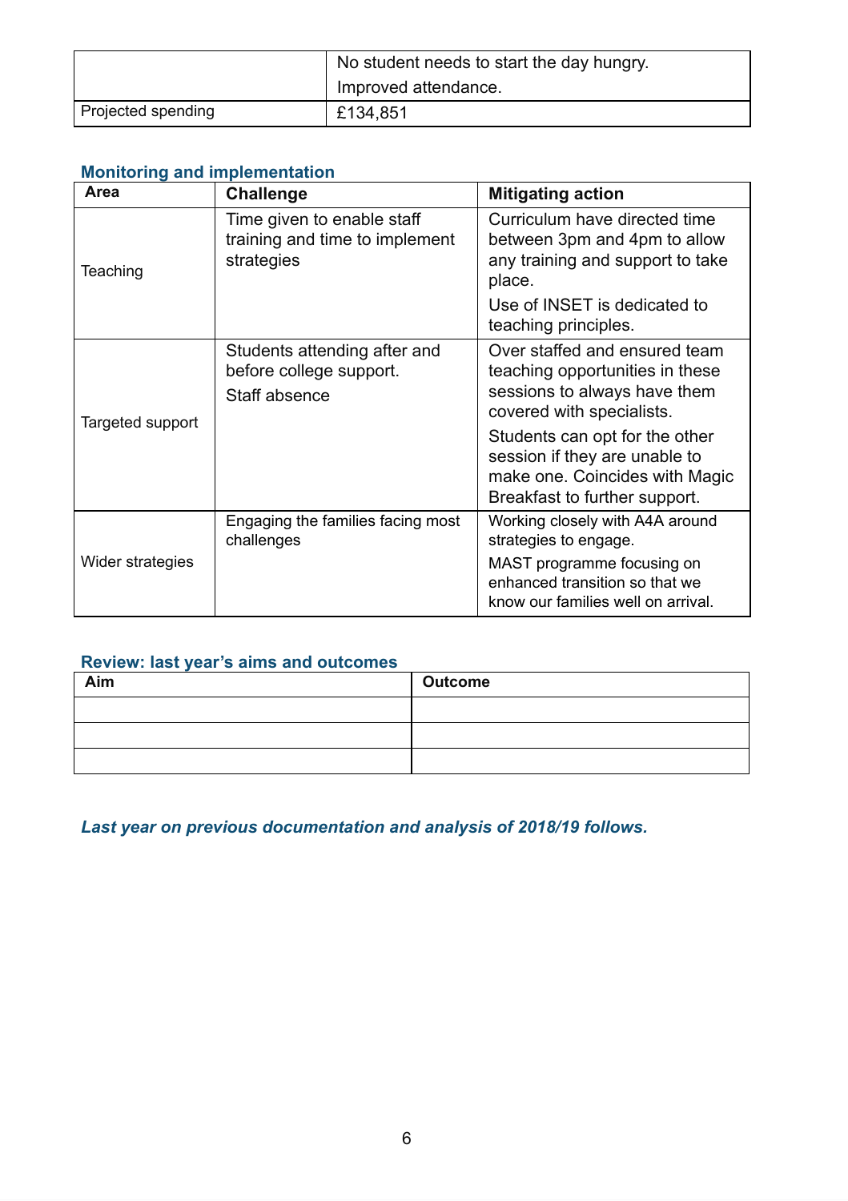| | |
|---|---|
| | No student needs to start the day hungry.<br>Improved attendance. |
| Projected spending | £134,851 |

## Monitoring and implementation

| Area | Challenge | Mitigating action |
|---|---|---|
| Teaching | Time given to enable staff training and time to implement strategies | Curriculum have directed time between 3pm and 4pm to allow any training and support to take place.<br>Use of INSET is dedicated to teaching principles. |
| Targeted support | Students attending after and before college support.<br>Staff absence | Over staffed and ensured team teaching opportunities in these sessions to always have them covered with specialists.<br>Students can opt for the other session if they are unable to make one. Coincides with Magic Breakfast to further support. |
| Wider strategies | Engaging the families facing most challenges | Working closely with A4A around strategies to engage.<br>MAST programme focusing on enhanced transition so that we know our families well on arrival. |

## Review: last year's aims and outcomes

| Aim | Outcome |
|---|---|
| | |
| | |
| | |

***Last year on previous documentation and analysis of 2018/19 follows.***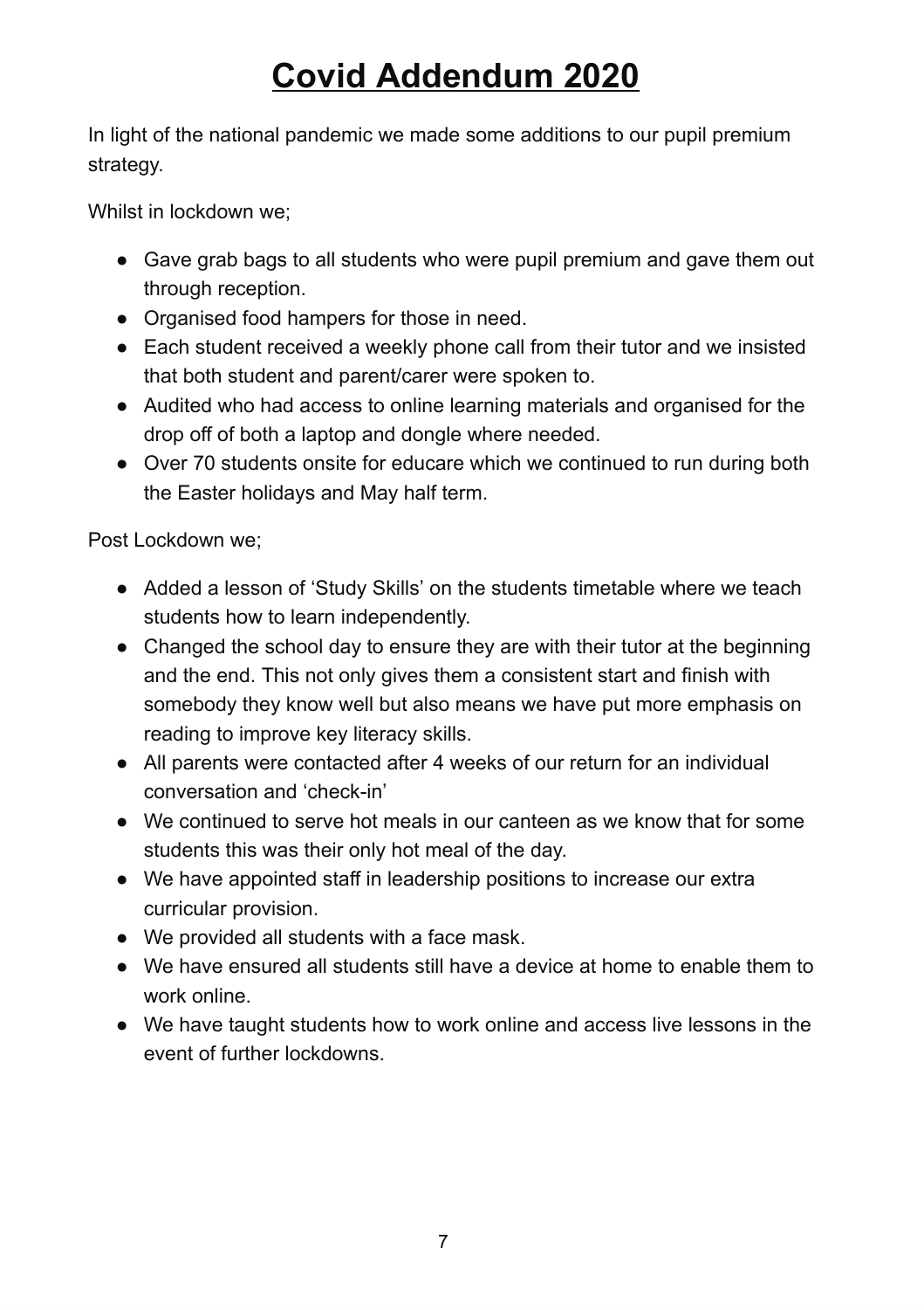# Covid Addendum 2020

In light of the national pandemic we made some additions to our pupil premium strategy.

Whilst in lockdown we;

- Gave grab bags to all students who were pupil premium and gave them out through reception.
- Organised food hampers for those in need.
- Each student received a weekly phone call from their tutor and we insisted that both student and parent/carer were spoken to.
- Audited who had access to online learning materials and organised for the drop off of both a laptop and dongle where needed.
- Over 70 students onsite for educare which we continued to run during both the Easter holidays and May half term.

Post Lockdown we;

- Added a lesson of 'Study Skills' on the students timetable where we teach students how to learn independently.
- Changed the school day to ensure they are with their tutor at the beginning and the end. This not only gives them a consistent start and finish with somebody they know well but also means we have put more emphasis on reading to improve key literacy skills.
- All parents were contacted after 4 weeks of our return for an individual conversation and 'check-in'
- We continued to serve hot meals in our canteen as we know that for some students this was their only hot meal of the day.
- We have appointed staff in leadership positions to increase our extra curricular provision.
- We provided all students with a face mask.
- We have ensured all students still have a device at home to enable them to work online.
- We have taught students how to work online and access live lessons in the event of further lockdowns.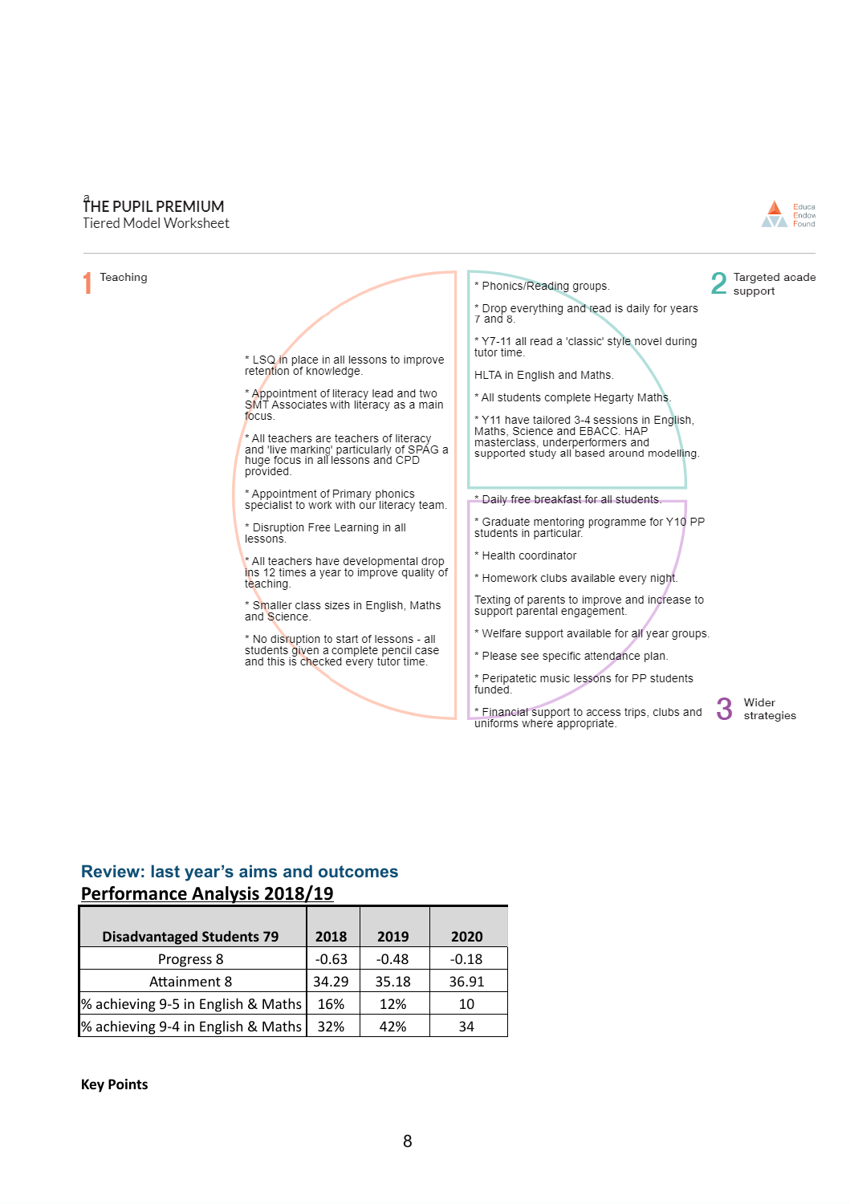a
THE PUPIL PREMIUM
Tiered Model Worksheet

Educa
Endow
Found

## 1 Teaching

* LSQ in place in all lessons to improve retention of knowledge.

* Appointment of literacy lead and two SMT Associates with literacy as a main focus.

* All teachers are teachers of literacy and 'live marking' particularly of SPAG a huge focus in all lessons and CPD provided.

* Appointment of Primary phonics specialist to work with our literacy team.

* Disruption Free Learning in all lessons.

* All teachers have developmental drop ins 12 times a year to improve quality of teaching.

* Smaller class sizes in English, Maths and Science.

* No disruption to start of lessons - all students given a complete pencil case and this is checked every tutor time.

## 2 Targeted acade support

* Phonics/Reading groups.

* Drop everything and read is daily for years 7 and 8.

* Y7-11 all read a 'classic' style novel during tutor time.

HLTA in English and Maths.

* All students complete Hegarty Maths.

* Y11 have tailored 3-4 sessions in English, Maths, Science and EBACC. HAP masterclass, underperformers and supported study all based around modelling.

## 3 Wider strategies

* Daily free breakfast for all students.

* Graduate mentoring programme for Y10 PP students in particular.

* Health coordinator

* Homework clubs available every night.

Texting of parents to improve and increase to support parental engagement.

* Welfare support available for all year groups.

* Please see specific attendance plan.

* Peripatetic music lessons for PP students funded.

* Financial support to access trips, clubs and uniforms where appropriate.

## Review: last year's aims and outcomes

## Performance Analysis 2018/19

| Disadvantaged Students 79 | 2018 | 2019 | 2020 |
|---|---|---|---|
| Progress 8 | -0.63 | -0.48 | -0.18 |
| Attainment 8 | 34.29 | 35.18 | 36.91 |
| % achieving 9-5 in English & Maths | 16% | 12% | 10 |
| % achieving 9-4 in English & Maths | 32% | 42% | 34 |

**Key Points**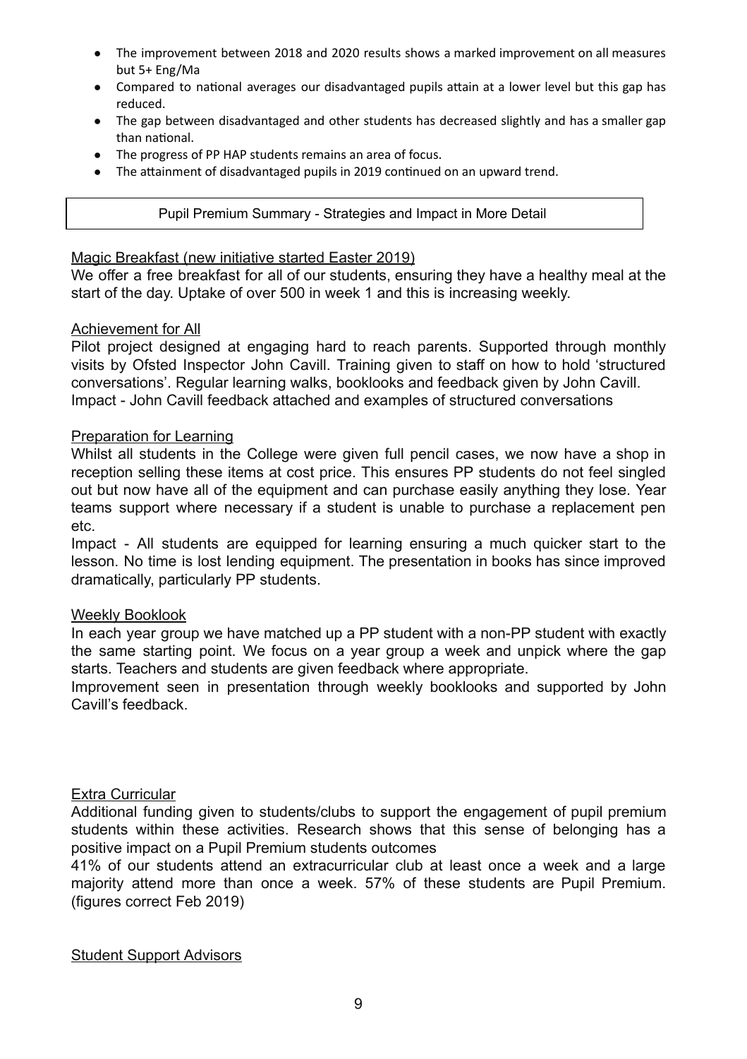- The improvement between 2018 and 2020 results shows a marked improvement on all measures but 5+ Eng/Ma
- Compared to national averages our disadvantaged pupils attain at a lower level but this gap has reduced.
- The gap between disadvantaged and other students has decreased slightly and has a smaller gap than national.
- The progress of PP HAP students remains an area of focus.
- The attainment of disadvantaged pupils in 2019 continued on an upward trend.

## Pupil Premium Summary - Strategies and Impact in More Detail

<u>Magic Breakfast (new initiative started Easter 2019)</u>

We offer a free breakfast for all of our students, ensuring they have a healthy meal at the start of the day. Uptake of over 500 in week 1 and this is increasing weekly.

<u>Achievement for All</u>

Pilot project designed at engaging hard to reach parents. Supported through monthly visits by Ofsted Inspector John Cavill. Training given to staff on how to hold 'structured conversations'. Regular learning walks, booklooks and feedback given by John Cavill.
Impact - John Cavill feedback attached and examples of structured conversations

<u>Preparation for Learning</u>

Whilst all students in the College were given full pencil cases, we now have a shop in reception selling these items at cost price. This ensures PP students do not feel singled out but now have all of the equipment and can purchase easily anything they lose. Year teams support where necessary if a student is unable to purchase a replacement pen etc.

Impact - All students are equipped for learning ensuring a much quicker start to the lesson. No time is lost lending equipment. The presentation in books has since improved dramatically, particularly PP students.

<u>Weekly Booklook</u>

In each year group we have matched up a PP student with a non-PP student with exactly the same starting point. We focus on a year group a week and unpick where the gap starts. Teachers and students are given feedback where appropriate.

Improvement seen in presentation through weekly booklooks and supported by John Cavill's feedback.

<u>Extra Curricular</u>

Additional funding given to students/clubs to support the engagement of pupil premium students within these activities. Research shows that this sense of belonging has a positive impact on a Pupil Premium students outcomes

41% of our students attend an extracurricular club at least once a week and a large majority attend more than once a week. 57% of these students are Pupil Premium. (figures correct Feb 2019)

<u>Student Support Advisors</u>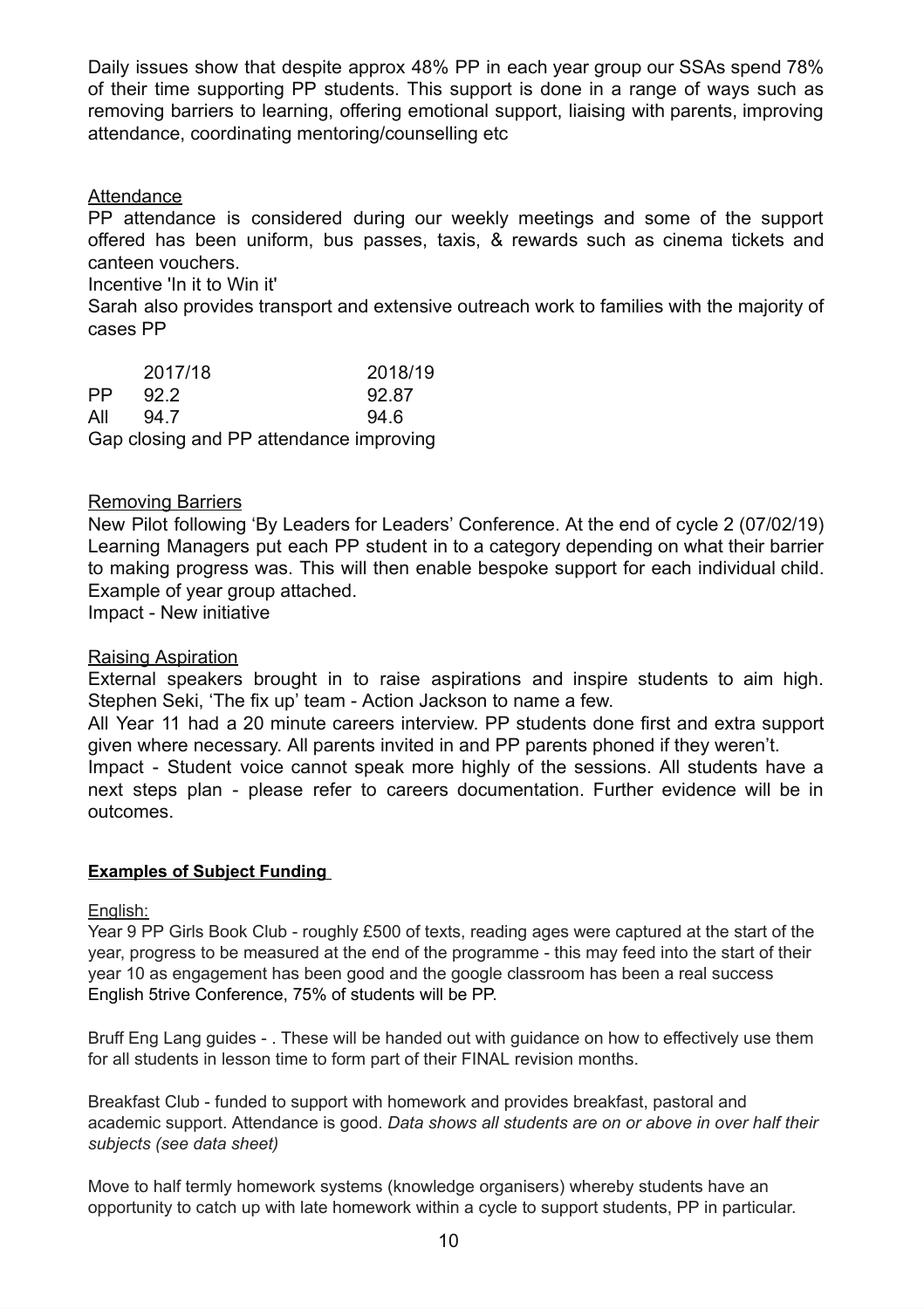Daily issues show that despite approx 48% PP in each year group our SSAs spend 78% of their time supporting PP students. This support is done in a range of ways such as removing barriers to learning, offering emotional support, liaising with parents, improving attendance, coordinating mentoring/counselling etc

Attendance

PP attendance is considered during our weekly meetings and some of the support offered has been uniform, bus passes, taxis, & rewards such as cinema tickets and canteen vouchers.

Incentive 'In it to Win it'

Sarah also provides transport and extensive outreach work to families with the majority of cases PP

| | 2017/18 | 2018/19 |
|---|---|---|
| PP | 92.2 | 92.87 |
| All | 94.7 | 94.6 |

Gap closing and PP attendance improving

Removing Barriers

New Pilot following 'By Leaders for Leaders' Conference. At the end of cycle 2 (07/02/19) Learning Managers put each PP student in to a category depending on what their barrier to making progress was. This will then enable bespoke support for each individual child. Example of year group attached.

Impact - New initiative

Raising Aspiration

External speakers brought in to raise aspirations and inspire students to aim high. Stephen Seki, 'The fix up' team - Action Jackson to name a few.

All Year 11 had a 20 minute careers interview. PP students done first and extra support given where necessary. All parents invited in and PP parents phoned if they weren't.

Impact - Student voice cannot speak more highly of the sessions. All students have a next steps plan - please refer to careers documentation. Further evidence will be in outcomes.

**Examples of Subject Funding**

English:

Year 9 PP Girls Book Club - roughly £500 of texts, reading ages were captured at the start of the year, progress to be measured at the end of the programme - this may feed into the start of their year 10 as engagement has been good and the google classroom has been a real success

English 5trive Conference, 75% of students will be PP.

Bruff Eng Lang guides - . These will be handed out with guidance on how to effectively use them for all students in lesson time to form part of their FINAL revision months.

Breakfast Club - funded to support with homework and provides breakfast, pastoral and academic support. Attendance is good. *Data shows all students are on or above in over half their subjects (see data sheet)*

Move to half termly homework systems (knowledge organisers) whereby students have an opportunity to catch up with late homework within a cycle to support students, PP in particular.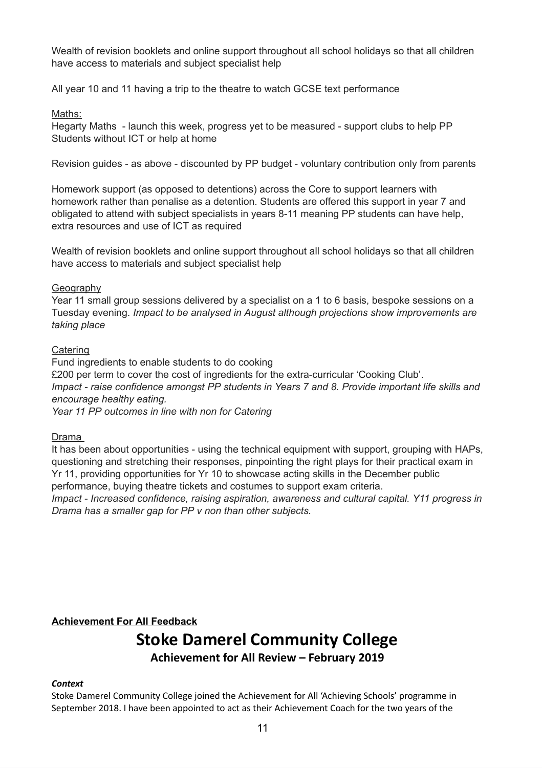Wealth of revision booklets and online support throughout all school holidays so that all children have access to materials and subject specialist help

All year 10 and 11 having a trip to the theatre to watch GCSE text performance

Maths:

Hegarty Maths - launch this week, progress yet to be measured - support clubs to help PP Students without ICT or help at home

Revision guides - as above - discounted by PP budget - voluntary contribution only from parents

Homework support (as opposed to detentions) across the Core to support learners with homework rather than penalise as a detention. Students are offered this support in year 7 and obligated to attend with subject specialists in years 8-11 meaning PP students can have help, extra resources and use of ICT as required

Wealth of revision booklets and online support throughout all school holidays so that all children have access to materials and subject specialist help

Geography

Year 11 small group sessions delivered by a specialist on a 1 to 6 basis, bespoke sessions on a Tuesday evening. *Impact to be analysed in August although projections show improvements are taking place*

Catering

Fund ingredients to enable students to do cooking

£200 per term to cover the cost of ingredients for the extra-curricular 'Cooking Club'.

*Impact - raise confidence amongst PP students in Years 7 and 8. Provide important life skills and encourage healthy eating.*

*Year 11 PP outcomes in line with non for Catering*

Drama

It has been about opportunities - using the technical equipment with support, grouping with HAPs, questioning and stretching their responses, pinpointing the right plays for their practical exam in Yr 11, providing opportunities for Yr 10 to showcase acting skills in the December public performance, buying theatre tickets and costumes to support exam criteria.

*Impact - Increased confidence, raising aspiration, awareness and cultural capital. Y11 progress in Drama has a smaller gap for PP v non than other subjects.*

**Achievement For All Feedback**

# Stoke Damerel Community College

## Achievement for All Review – February 2019

***Context***

Stoke Damerel Community College joined the Achievement for All 'Achieving Schools' programme in September 2018. I have been appointed to act as their Achievement Coach for the two years of the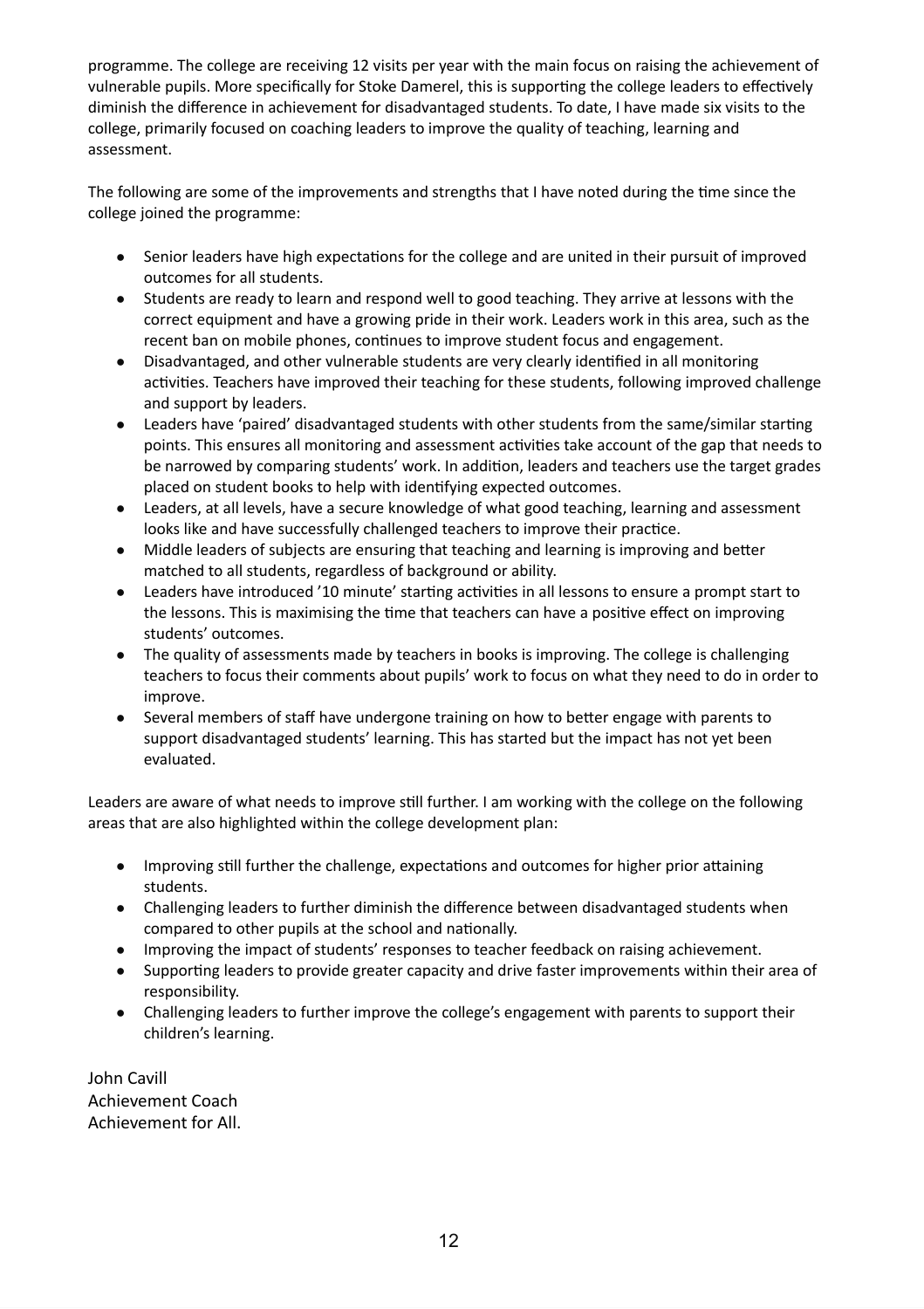programme. The college are receiving 12 visits per year with the main focus on raising the achievement of vulnerable pupils. More specifically for Stoke Damerel, this is supporting the college leaders to effectively diminish the difference in achievement for disadvantaged students. To date, I have made six visits to the college, primarily focused on coaching leaders to improve the quality of teaching, learning and assessment.

The following are some of the improvements and strengths that I have noted during the time since the college joined the programme:

- Senior leaders have high expectations for the college and are united in their pursuit of improved outcomes for all students.
- Students are ready to learn and respond well to good teaching. They arrive at lessons with the correct equipment and have a growing pride in their work. Leaders work in this area, such as the recent ban on mobile phones, continues to improve student focus and engagement.
- Disadvantaged, and other vulnerable students are very clearly identified in all monitoring activities. Teachers have improved their teaching for these students, following improved challenge and support by leaders.
- Leaders have 'paired' disadvantaged students with other students from the same/similar starting points. This ensures all monitoring and assessment activities take account of the gap that needs to be narrowed by comparing students' work. In addition, leaders and teachers use the target grades placed on student books to help with identifying expected outcomes.
- Leaders, at all levels, have a secure knowledge of what good teaching, learning and assessment looks like and have successfully challenged teachers to improve their practice.
- Middle leaders of subjects are ensuring that teaching and learning is improving and better matched to all students, regardless of background or ability.
- Leaders have introduced '10 minute' starting activities in all lessons to ensure a prompt start to the lessons. This is maximising the time that teachers can have a positive effect on improving students' outcomes.
- The quality of assessments made by teachers in books is improving. The college is challenging teachers to focus their comments about pupils' work to focus on what they need to do in order to improve.
- Several members of staff have undergone training on how to better engage with parents to support disadvantaged students' learning. This has started but the impact has not yet been evaluated.

Leaders are aware of what needs to improve still further. I am working with the college on the following areas that are also highlighted within the college development plan:

- Improving still further the challenge, expectations and outcomes for higher prior attaining students.
- Challenging leaders to further diminish the difference between disadvantaged students when compared to other pupils at the school and nationally.
- Improving the impact of students' responses to teacher feedback on raising achievement.
- Supporting leaders to provide greater capacity and drive faster improvements within their area of responsibility.
- Challenging leaders to further improve the college's engagement with parents to support their children's learning.

John Cavill
Achievement Coach
Achievement for All.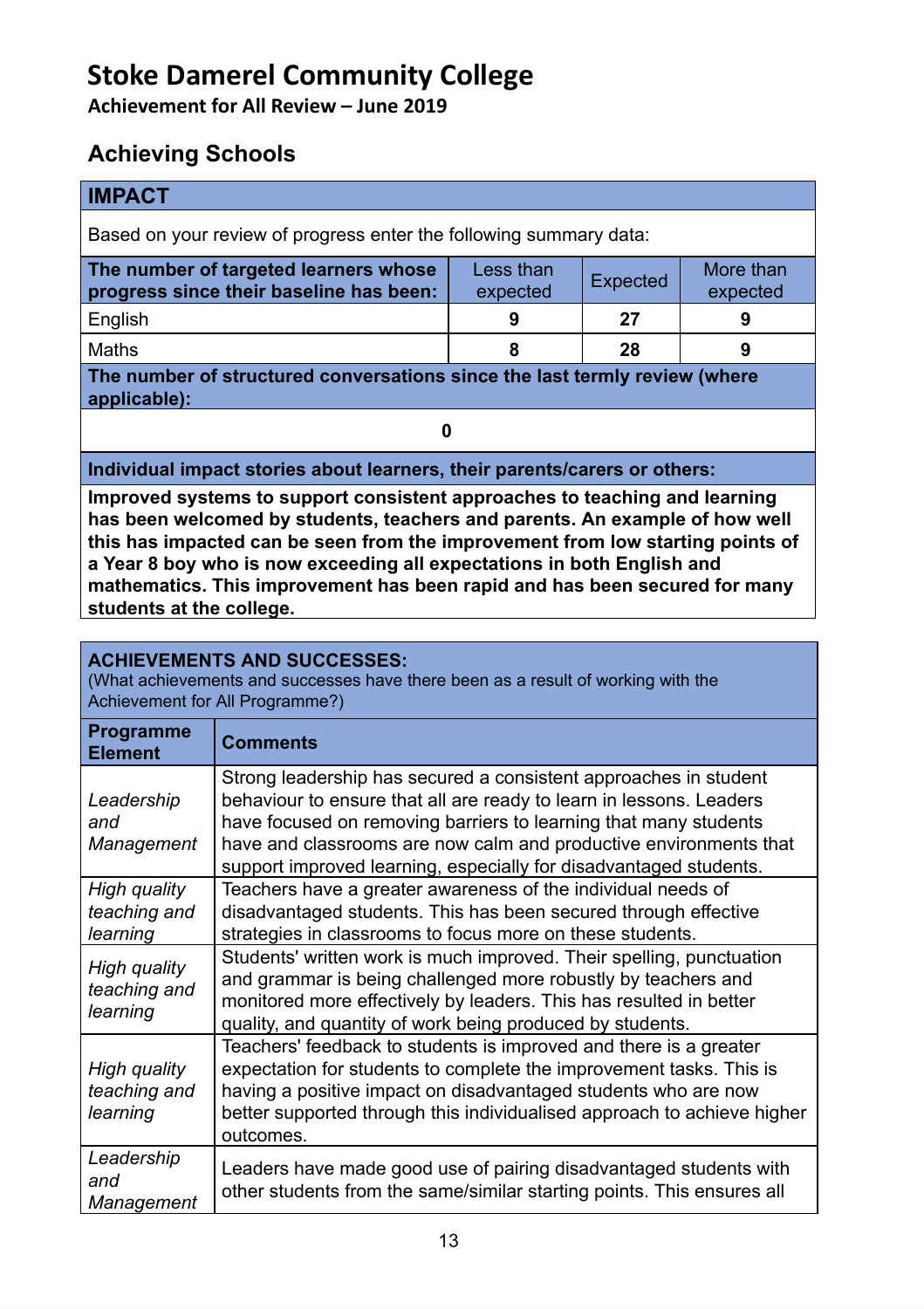# Stoke Damerel Community College

**Achievement for All Review – June 2019**

## Achieving Schools

| **IMPACT** | | | |
|---|---|---|---|
| Based on your review of progress enter the following summary data: | | | |
| **The number of targeted learners whose progress since their baseline has been:** | Less than expected | Expected | More than expected |
| English | **9** | **27** | **9** |
| Maths | **8** | **28** | **9** |
| **The number of structured conversations since the last termly review (where applicable):** | | | |
| **0** | | | |
| **Individual impact stories about learners, their parents/carers or others:** | | | |
| **Improved systems to support consistent approaches to teaching and learning has been welcomed by students, teachers and parents. An example of how well this has impacted can be seen from the improvement from low starting points of a Year 8 boy who is now exceeding all expectations in both English and mathematics. This improvement has been rapid and has been secured for many students at the college.** | | | |

**ACHIEVEMENTS AND SUCCESSES:**
(What achievements and successes have there been as a result of working with the Achievement for All Programme?)

| Programme Element | Comments |
|---|---|
| *Leadership and Management* | Strong leadership has secured a consistent approaches in student behaviour to ensure that all are ready to learn in lessons. Leaders have focused on removing barriers to learning that many students have and classrooms are now calm and productive environments that support improved learning, especially for disadvantaged students. |
| *High quality teaching and learning* | Teachers have a greater awareness of the individual needs of disadvantaged students. This has been secured through effective strategies in classrooms to focus more on these students. |
| *High quality teaching and learning* | Students' written work is much improved. Their spelling, punctuation and grammar is being challenged more robustly by teachers and monitored more effectively by leaders. This has resulted in better quality, and quantity of work being produced by students. |
| *High quality teaching and learning* | Teachers' feedback to students is improved and there is a greater expectation for students to complete the improvement tasks. This is having a positive impact on disadvantaged students who are now better supported through this individualised approach to achieve higher outcomes. |
| *Leadership and Management* | Leaders have made good use of pairing disadvantaged students with other students from the same/similar starting points. This ensures all |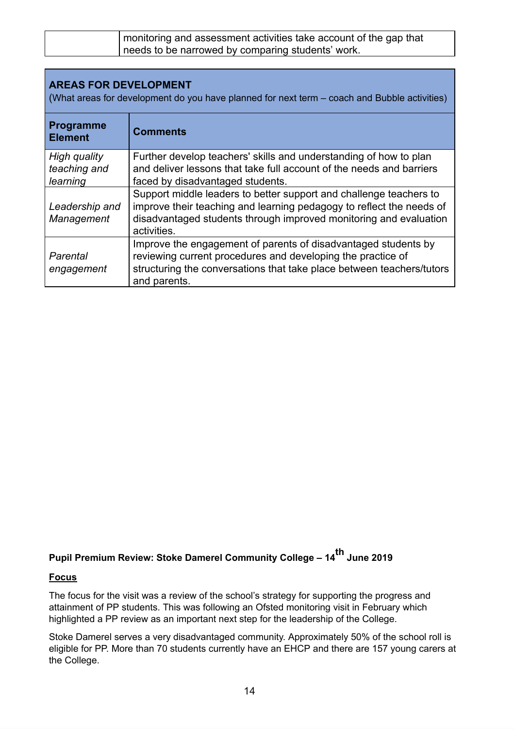| | monitoring and assessment activities take account of the gap that needs to be narrowed by comparing students' work. |
|---|---|

| **AREAS FOR DEVELOPMENT** (What areas for development do you have planned for next term – coach and Bubble activities) | |
|---|---|
| **Programme Element** | **Comments** |
| *High quality teaching and learning* | Further develop teachers' skills and understanding of how to plan and deliver lessons that take full account of the needs and barriers faced by disadvantaged students. |
| *Leadership and Management* | Support middle leaders to better support and challenge teachers to improve their teaching and learning pedagogy to reflect the needs of disadvantaged students through improved monitoring and evaluation activities. |
| *Parental engagement* | Improve the engagement of parents of disadvantaged students by reviewing current procedures and developing the practice of structuring the conversations that take place between teachers/tutors and parents. |

**Pupil Premium Review: Stoke Damerel Community College – 14th June 2019**

**Focus**

The focus for the visit was a review of the school's strategy for supporting the progress and attainment of PP students. This was following an Ofsted monitoring visit in February which highlighted a PP review as an important next step for the leadership of the College.

Stoke Damerel serves a very disadvantaged community. Approximately 50% of the school roll is eligible for PP. More than 70 students currently have an EHCP and there are 157 young carers at the College.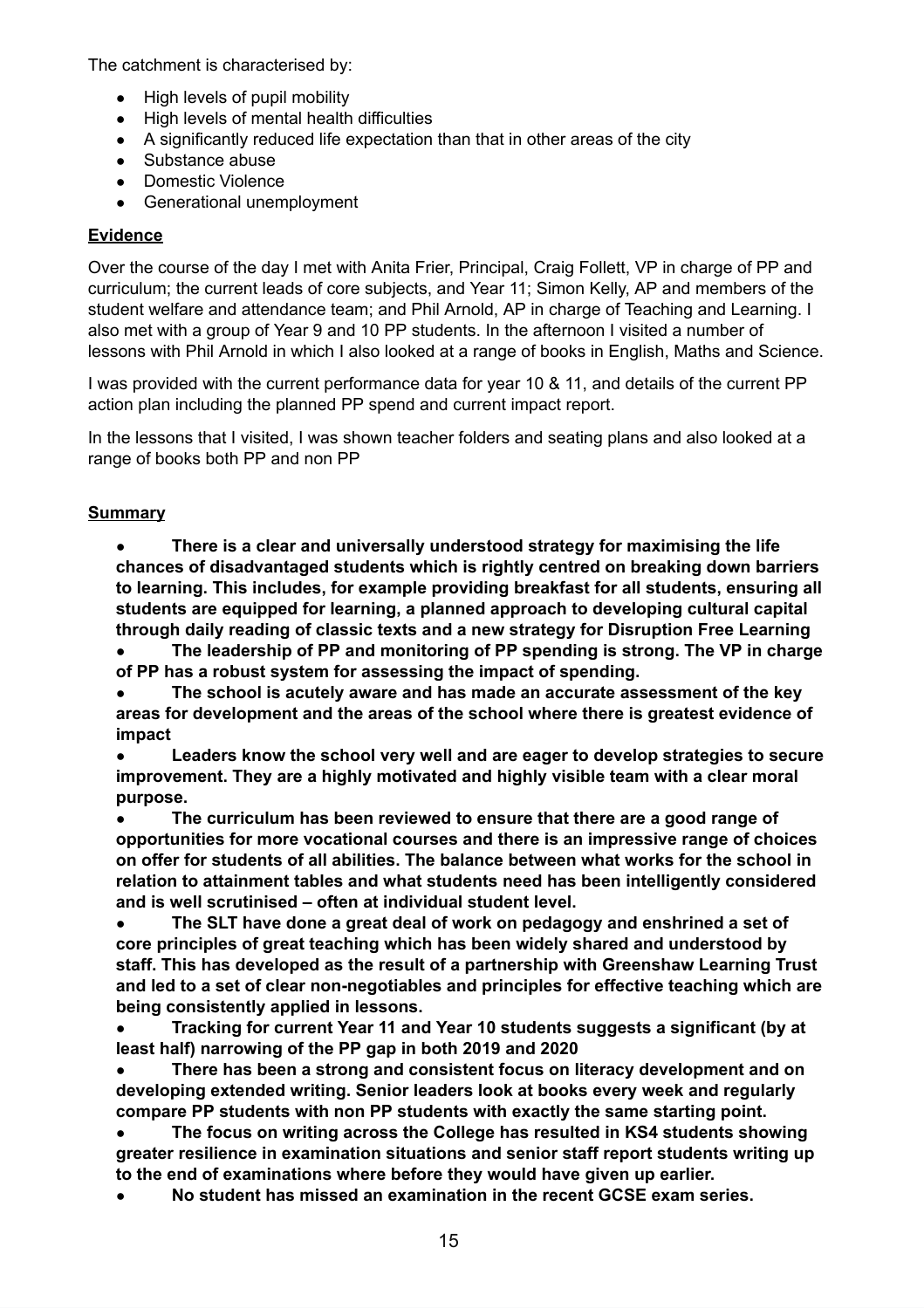The catchment is characterised by:

- High levels of pupil mobility
- High levels of mental health difficulties
- A significantly reduced life expectation than that in other areas of the city
- Substance abuse
- Domestic Violence
- Generational unemployment

**Evidence**

Over the course of the day I met with Anita Frier, Principal, Craig Follett, VP in charge of PP and curriculum; the current leads of core subjects, and Year 11; Simon Kelly, AP and members of the student welfare and attendance team; and Phil Arnold, AP in charge of Teaching and Learning. I also met with a group of Year 9 and 10 PP students. In the afternoon I visited a number of lessons with Phil Arnold in which I also looked at a range of books in English, Maths and Science.

I was provided with the current performance data for year 10 & 11, and details of the current PP action plan including the planned PP spend and current impact report.

In the lessons that I visited, I was shown teacher folders and seating plans and also looked at a range of books both PP and non PP

**Summary**

- **There is a clear and universally understood strategy for maximising the life chances of disadvantaged students which is rightly centred on breaking down barriers to learning. This includes, for example providing breakfast for all students, ensuring all students are equipped for learning, a planned approach to developing cultural capital through daily reading of classic texts and a new strategy for Disruption Free Learning**
- **The leadership of PP and monitoring of PP spending is strong. The VP in charge of PP has a robust system for assessing the impact of spending.**
- **The school is acutely aware and has made an accurate assessment of the key areas for development and the areas of the school where there is greatest evidence of impact**
- **Leaders know the school very well and are eager to develop strategies to secure improvement. They are a highly motivated and highly visible team with a clear moral purpose.**
- **The curriculum has been reviewed to ensure that there are a good range of opportunities for more vocational courses and there is an impressive range of choices on offer for students of all abilities. The balance between what works for the school in relation to attainment tables and what students need has been intelligently considered and is well scrutinised – often at individual student level.**
- **The SLT have done a great deal of work on pedagogy and enshrined a set of core principles of great teaching which has been widely shared and understood by staff. This has developed as the result of a partnership with Greenshaw Learning Trust and led to a set of clear non-negotiables and principles for effective teaching which are being consistently applied in lessons.**
- **Tracking for current Year 11 and Year 10 students suggests a significant (by at least half) narrowing of the PP gap in both 2019 and 2020**
- **There has been a strong and consistent focus on literacy development and on developing extended writing. Senior leaders look at books every week and regularly compare PP students with non PP students with exactly the same starting point.**
- **The focus on writing across the College has resulted in KS4 students showing greater resilience in examination situations and senior staff report students writing up to the end of examinations where before they would have given up earlier.**
- **No student has missed an examination in the recent GCSE exam series.**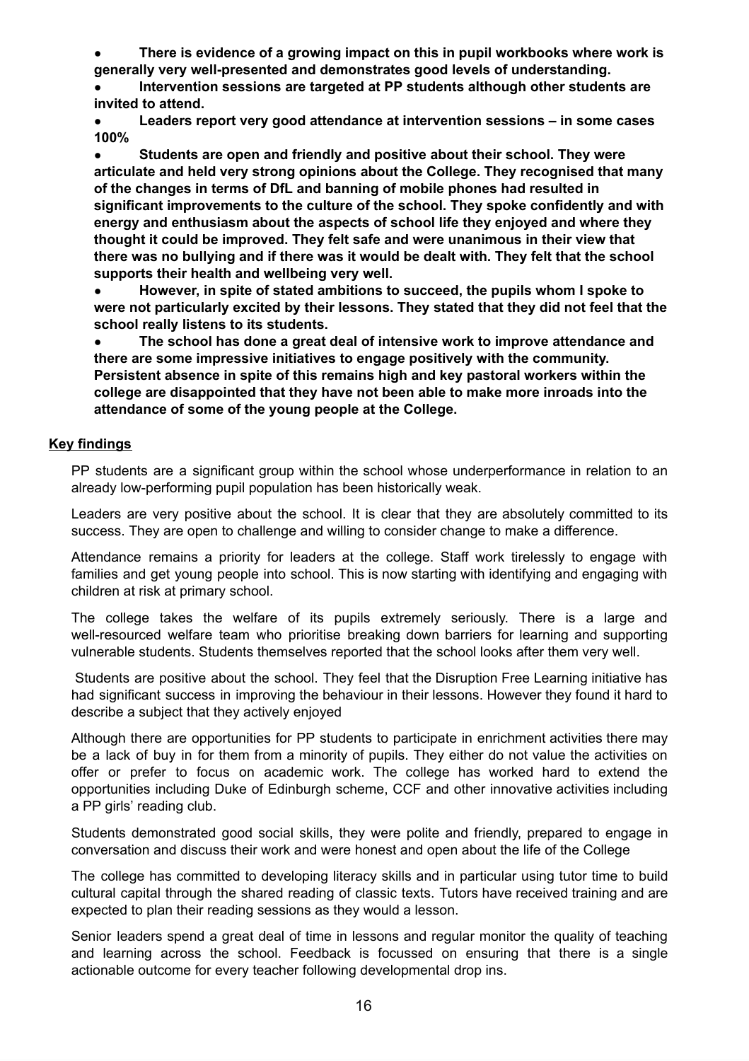- **There is evidence of a growing impact on this in pupil workbooks where work is generally very well-presented and demonstrates good levels of understanding.**
- **Intervention sessions are targeted at PP students although other students are invited to attend.**
- **Leaders report very good attendance at intervention sessions – in some cases 100%**
- **Students are open and friendly and positive about their school. They were articulate and held very strong opinions about the College. They recognised that many of the changes in terms of DfL and banning of mobile phones had resulted in significant improvements to the culture of the school. They spoke confidently and with energy and enthusiasm about the aspects of school life they enjoyed and where they thought it could be improved. They felt safe and were unanimous in their view that there was no bullying and if there was it would be dealt with. They felt that the school supports their health and wellbeing very well.**
- **However, in spite of stated ambitions to succeed, the pupils whom I spoke to were not particularly excited by their lessons. They stated that they did not feel that the school really listens to its students.**
- **The school has done a great deal of intensive work to improve attendance and there are some impressive initiatives to engage positively with the community. Persistent absence in spite of this remains high and key pastoral workers within the college are disappointed that they have not been able to make more inroads into the attendance of some of the young people at the College.**

**<u>Key findings</u>**

PP students are a significant group within the school whose underperformance in relation to an already low-performing pupil population has been historically weak.

Leaders are very positive about the school. It is clear that they are absolutely committed to its success. They are open to challenge and willing to consider change to make a difference.

Attendance remains a priority for leaders at the college. Staff work tirelessly to engage with families and get young people into school. This is now starting with identifying and engaging with children at risk at primary school.

The college takes the welfare of its pupils extremely seriously. There is a large and well-resourced welfare team who prioritise breaking down barriers for learning and supporting vulnerable students. Students themselves reported that the school looks after them very well.

Students are positive about the school. They feel that the Disruption Free Learning initiative has had significant success in improving the behaviour in their lessons. However they found it hard to describe a subject that they actively enjoyed

Although there are opportunities for PP students to participate in enrichment activities there may be a lack of buy in for them from a minority of pupils. They either do not value the activities on offer or prefer to focus on academic work. The college has worked hard to extend the opportunities including Duke of Edinburgh scheme, CCF and other innovative activities including a PP girls' reading club.

Students demonstrated good social skills, they were polite and friendly, prepared to engage in conversation and discuss their work and were honest and open about the life of the College

The college has committed to developing literacy skills and in particular using tutor time to build cultural capital through the shared reading of classic texts. Tutors have received training and are expected to plan their reading sessions as they would a lesson.

Senior leaders spend a great deal of time in lessons and regular monitor the quality of teaching and learning across the school. Feedback is focussed on ensuring that there is a single actionable outcome for every teacher following developmental drop ins.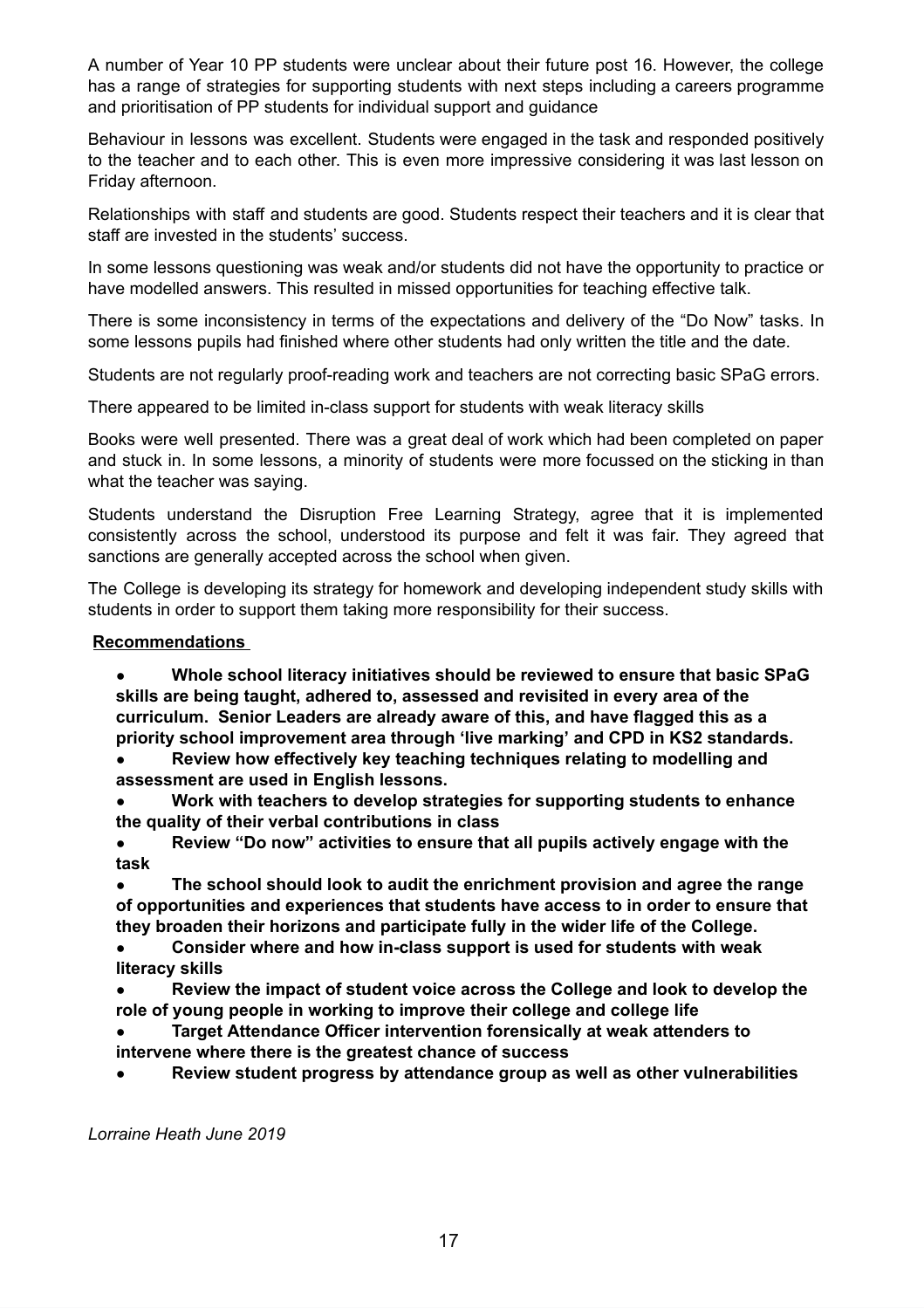A number of Year 10 PP students were unclear about their future post 16. However, the college has a range of strategies for supporting students with next steps including a careers programme and prioritisation of PP students for individual support and guidance

Behaviour in lessons was excellent. Students were engaged in the task and responded positively to the teacher and to each other. This is even more impressive considering it was last lesson on Friday afternoon.

Relationships with staff and students are good. Students respect their teachers and it is clear that staff are invested in the students' success.

In some lessons questioning was weak and/or students did not have the opportunity to practice or have modelled answers. This resulted in missed opportunities for teaching effective talk.

There is some inconsistency in terms of the expectations and delivery of the "Do Now" tasks. In some lessons pupils had finished where other students had only written the title and the date.

Students are not regularly proof-reading work and teachers are not correcting basic SPaG errors.

There appeared to be limited in-class support for students with weak literacy skills

Books were well presented. There was a great deal of work which had been completed on paper and stuck in. In some lessons, a minority of students were more focussed on the sticking in than what the teacher was saying.

Students understand the Disruption Free Learning Strategy, agree that it is implemented consistently across the school, understood its purpose and felt it was fair. They agreed that sanctions are generally accepted across the school when given.

The College is developing its strategy for homework and developing independent study skills with students in order to support them taking more responsibility for their success.

**Recommendations**

- **Whole school literacy initiatives should be reviewed to ensure that basic SPaG skills are being taught, adhered to, assessed and revisited in every area of the curriculum. Senior Leaders are already aware of this, and have flagged this as a priority school improvement area through 'live marking' and CPD in KS2 standards.**
- **Review how effectively key teaching techniques relating to modelling and assessment are used in English lessons.**
- **Work with teachers to develop strategies for supporting students to enhance the quality of their verbal contributions in class**
- **Review "Do now" activities to ensure that all pupils actively engage with the task**
- **The school should look to audit the enrichment provision and agree the range of opportunities and experiences that students have access to in order to ensure that they broaden their horizons and participate fully in the wider life of the College.**
- **Consider where and how in-class support is used for students with weak literacy skills**
- **Review the impact of student voice across the College and look to develop the role of young people in working to improve their college and college life**
- **Target Attendance Officer intervention forensically at weak attenders to intervene where there is the greatest chance of success**
- **Review student progress by attendance group as well as other vulnerabilities**

*Lorraine Heath June 2019*